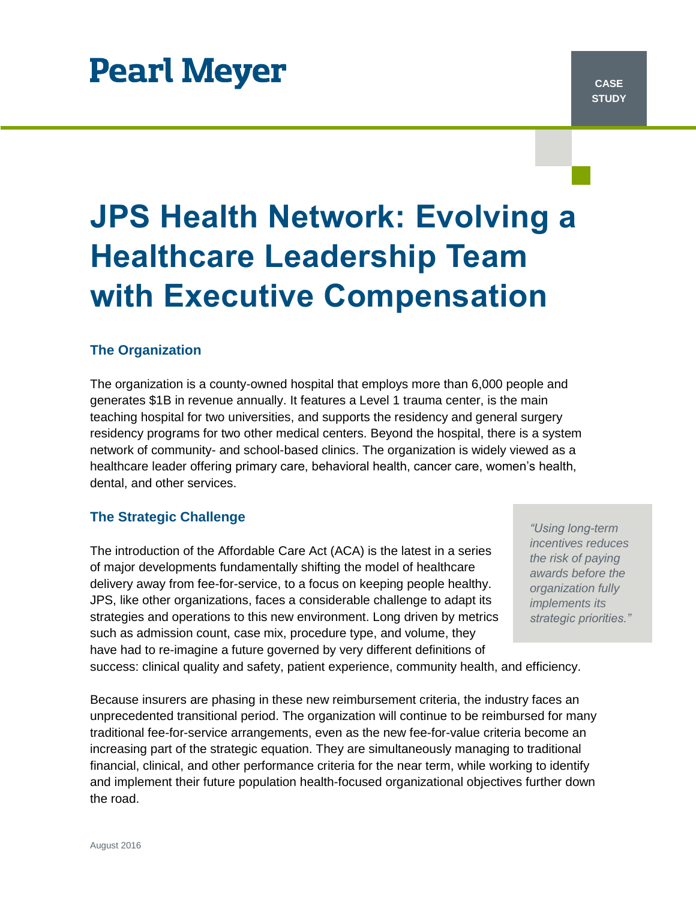Pearl Meyer

CASE STUDY

# JPS Health Network: Evolving a Healthcare Leadership Team with Executive Compensation

## The Organization

The organization is a county-owned hospital that employs more than 6,000 people and generates $1B in revenue annually. It features a Level 1 trauma center, is the main teaching hospital for two universities, and supports the residency and general surgery residency programs for two other medical centers. Beyond the hospital, there is a system network of community- and school-based clinics. The organization is widely viewed as a healthcare leader offering primary care, behavioral health, cancer care, women's health, dental, and other services.

## The Strategic Challenge

> *"Using long-term incentives reduces the risk of paying awards before the organization fully implements its strategic priorities."*

The introduction of the Affordable Care Act (ACA) is the latest in a series of major developments fundamentally shifting the model of healthcare delivery away from fee-for-service, to a focus on keeping people healthy. JPS, like other organizations, faces a considerable challenge to adapt its strategies and operations to this new environment. Long driven by metrics such as admission count, case mix, procedure type, and volume, they have had to re-imagine a future governed by very different definitions of success: clinical quality and safety, patient experience, community health, and efficiency.

Because insurers are phasing in these new reimbursement criteria, the industry faces an unprecedented transitional period. The organization will continue to be reimbursed for many traditional fee-for-service arrangements, even as the new fee-for-value criteria become an increasing part of the strategic equation. They are simultaneously managing to traditional financial, clinical, and other performance criteria for the near term, while working to identify and implement their future population health-focused organizational objectives further down the road.

August 2016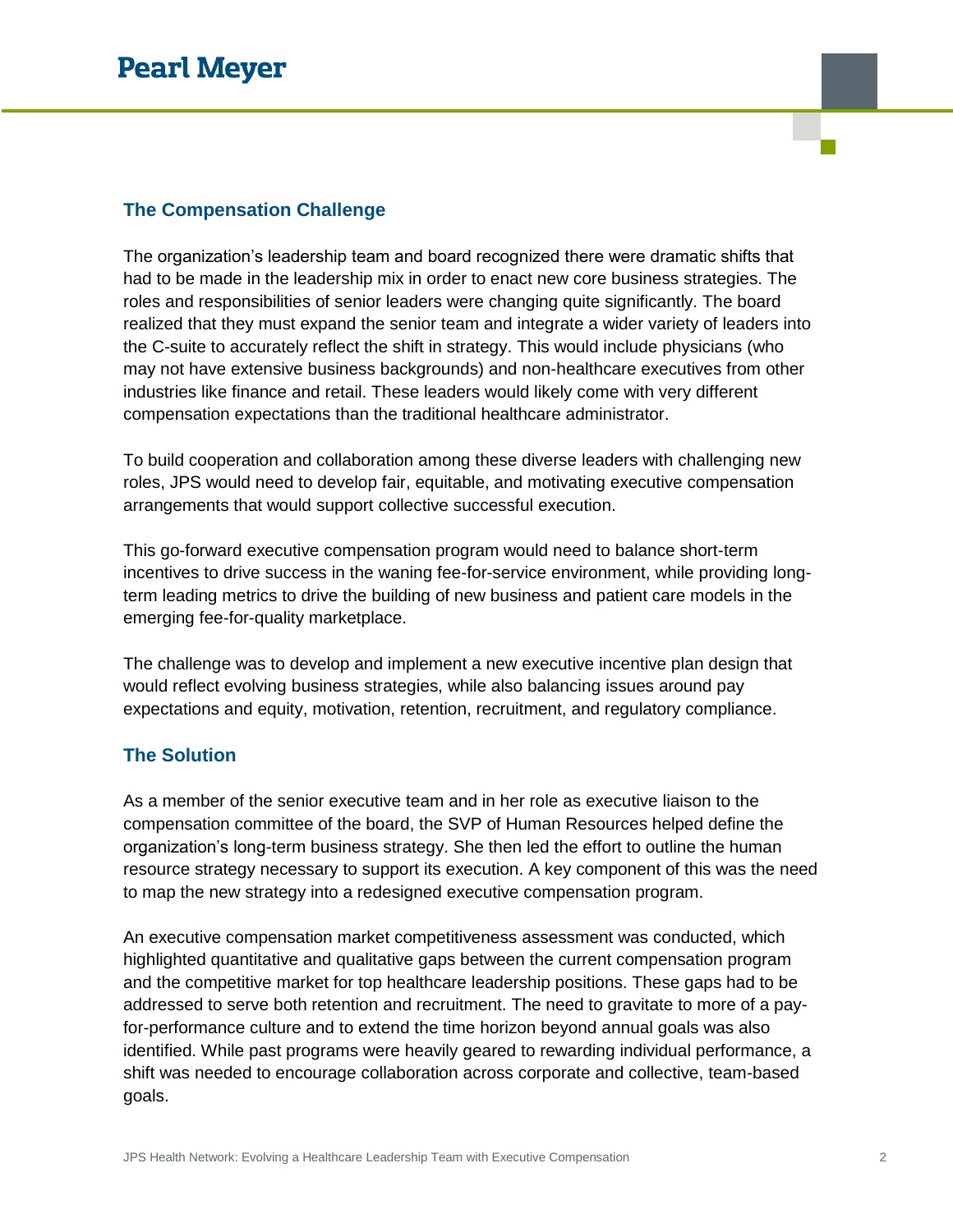## The Compensation Challenge

The organization's leadership team and board recognized there were dramatic shifts that had to be made in the leadership mix in order to enact new core business strategies. The roles and responsibilities of senior leaders were changing quite significantly. The board realized that they must expand the senior team and integrate a wider variety of leaders into the C-suite to accurately reflect the shift in strategy. This would include physicians (who may not have extensive business backgrounds) and non-healthcare executives from other industries like finance and retail. These leaders would likely come with very different compensation expectations than the traditional healthcare administrator.

To build cooperation and collaboration among these diverse leaders with challenging new roles, JPS would need to develop fair, equitable, and motivating executive compensation arrangements that would support collective successful execution.

This go-forward executive compensation program would need to balance short-term incentives to drive success in the waning fee-for-service environment, while providing long-term leading metrics to drive the building of new business and patient care models in the emerging fee-for-quality marketplace.

The challenge was to develop and implement a new executive incentive plan design that would reflect evolving business strategies, while also balancing issues around pay expectations and equity, motivation, retention, recruitment, and regulatory compliance.

## The Solution

As a member of the senior executive team and in her role as executive liaison to the compensation committee of the board, the SVP of Human Resources helped define the organization's long-term business strategy. She then led the effort to outline the human resource strategy necessary to support its execution. A key component of this was the need to map the new strategy into a redesigned executive compensation program.

An executive compensation market competitiveness assessment was conducted, which highlighted quantitative and qualitative gaps between the current compensation program and the competitive market for top healthcare leadership positions. These gaps had to be addressed to serve both retention and recruitment. The need to gravitate to more of a pay-for-performance culture and to extend the time horizon beyond annual goals was also identified. While past programs were heavily geared to rewarding individual performance, a shift was needed to encourage collaboration across corporate and collective, team-based goals.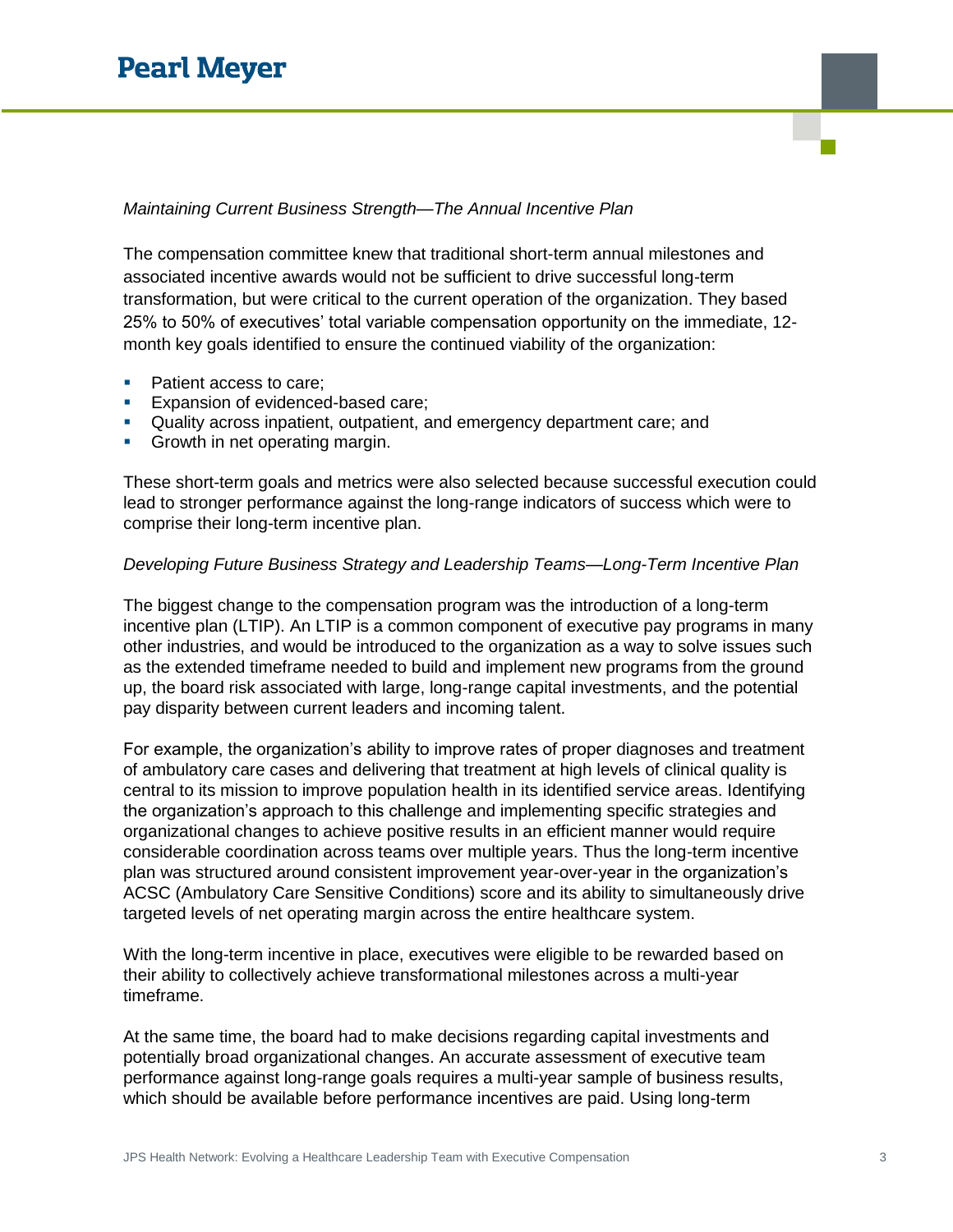*Maintaining Current Business Strength—The Annual Incentive Plan*

The compensation committee knew that traditional short-term annual milestones and associated incentive awards would not be sufficient to drive successful long-term transformation, but were critical to the current operation of the organization. They based 25% to 50% of executives' total variable compensation opportunity on the immediate, 12-month key goals identified to ensure the continued viability of the organization:

- Patient access to care;
- Expansion of evidenced-based care;
- Quality across inpatient, outpatient, and emergency department care; and
- Growth in net operating margin.

These short-term goals and metrics were also selected because successful execution could lead to stronger performance against the long-range indicators of success which were to comprise their long-term incentive plan.

*Developing Future Business Strategy and Leadership Teams—Long-Term Incentive Plan*

The biggest change to the compensation program was the introduction of a long-term incentive plan (LTIP). An LTIP is a common component of executive pay programs in many other industries, and would be introduced to the organization as a way to solve issues such as the extended timeframe needed to build and implement new programs from the ground up, the board risk associated with large, long-range capital investments, and the potential pay disparity between current leaders and incoming talent.

For example, the organization's ability to improve rates of proper diagnoses and treatment of ambulatory care cases and delivering that treatment at high levels of clinical quality is central to its mission to improve population health in its identified service areas. Identifying the organization's approach to this challenge and implementing specific strategies and organizational changes to achieve positive results in an efficient manner would require considerable coordination across teams over multiple years. Thus the long-term incentive plan was structured around consistent improvement year-over-year in the organization's ACSC (Ambulatory Care Sensitive Conditions) score and its ability to simultaneously drive targeted levels of net operating margin across the entire healthcare system.

With the long-term incentive in place, executives were eligible to be rewarded based on their ability to collectively achieve transformational milestones across a multi-year timeframe.

At the same time, the board had to make decisions regarding capital investments and potentially broad organizational changes. An accurate assessment of executive team performance against long-range goals requires a multi-year sample of business results, which should be available before performance incentives are paid. Using long-term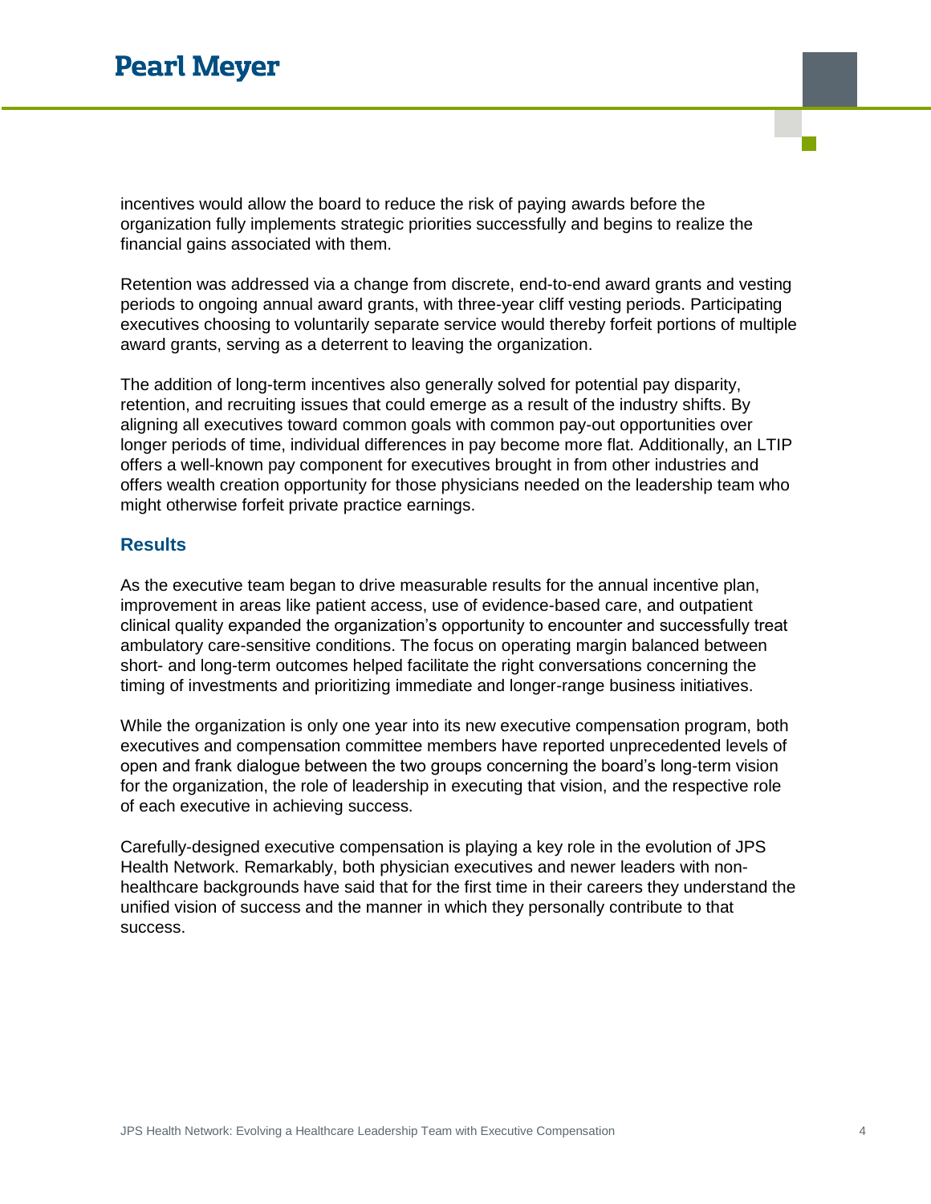incentives would allow the board to reduce the risk of paying awards before the organization fully implements strategic priorities successfully and begins to realize the financial gains associated with them.

Retention was addressed via a change from discrete, end-to-end award grants and vesting periods to ongoing annual award grants, with three-year cliff vesting periods. Participating executives choosing to voluntarily separate service would thereby forfeit portions of multiple award grants, serving as a deterrent to leaving the organization.

The addition of long-term incentives also generally solved for potential pay disparity, retention, and recruiting issues that could emerge as a result of the industry shifts. By aligning all executives toward common goals with common pay-out opportunities over longer periods of time, individual differences in pay become more flat. Additionally, an LTIP offers a well-known pay component for executives brought in from other industries and offers wealth creation opportunity for those physicians needed on the leadership team who might otherwise forfeit private practice earnings.

## Results

As the executive team began to drive measurable results for the annual incentive plan, improvement in areas like patient access, use of evidence-based care, and outpatient clinical quality expanded the organization's opportunity to encounter and successfully treat ambulatory care-sensitive conditions. The focus on operating margin balanced between short- and long-term outcomes helped facilitate the right conversations concerning the timing of investments and prioritizing immediate and longer-range business initiatives.

While the organization is only one year into its new executive compensation program, both executives and compensation committee members have reported unprecedented levels of open and frank dialogue between the two groups concerning the board's long-term vision for the organization, the role of leadership in executing that vision, and the respective role of each executive in achieving success.

Carefully-designed executive compensation is playing a key role in the evolution of JPS Health Network. Remarkably, both physician executives and newer leaders with non-healthcare backgrounds have said that for the first time in their careers they understand the unified vision of success and the manner in which they personally contribute to that success.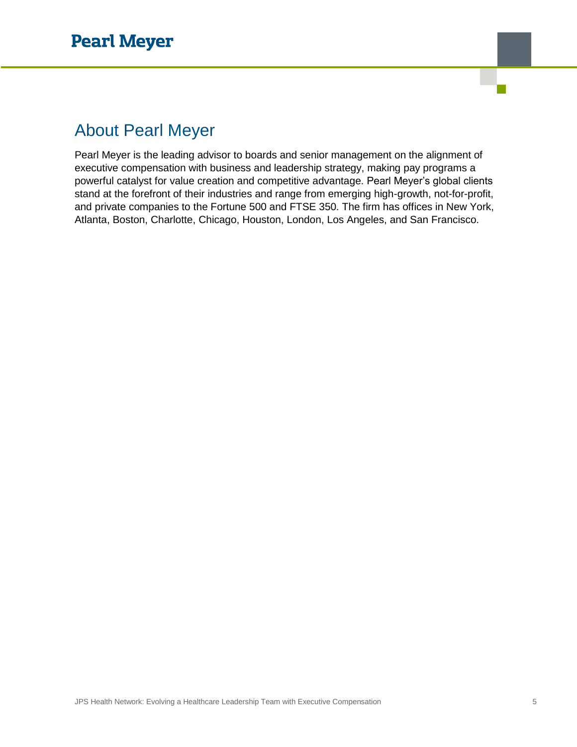## About Pearl Meyer

Pearl Meyer is the leading advisor to boards and senior management on the alignment of executive compensation with business and leadership strategy, making pay programs a powerful catalyst for value creation and competitive advantage. Pearl Meyer's global clients stand at the forefront of their industries and range from emerging high-growth, not-for-profit, and private companies to the Fortune 500 and FTSE 350. The firm has offices in New York, Atlanta, Boston, Charlotte, Chicago, Houston, London, Los Angeles, and San Francisco.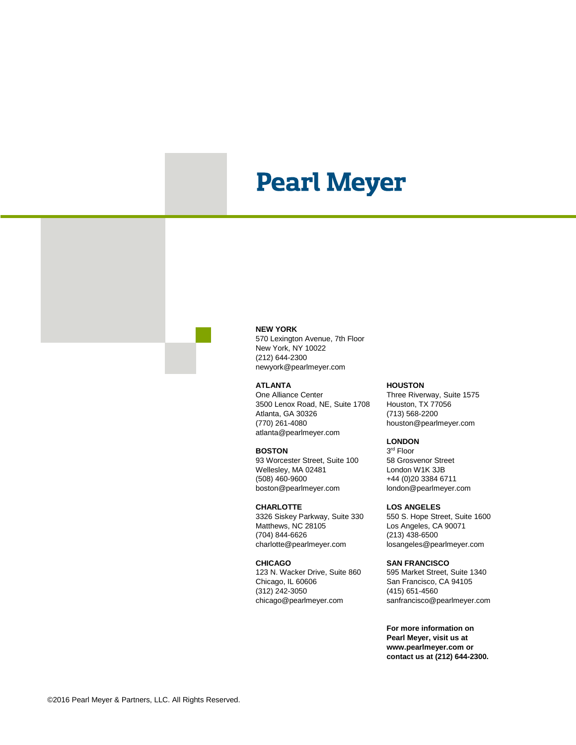# Pearl Meyer

**NEW YORK**
570 Lexington Avenue, 7th Floor
New York, NY 10022
(212) 644-2300
newyork@pearlmeyer.com

**ATLANTA**
One Alliance Center
3500 Lenox Road, NE, Suite 1708
Atlanta, GA 30326
(770) 261-4080
atlanta@pearlmeyer.com

**BOSTON**
93 Worcester Street, Suite 100
Wellesley, MA 02481
(508) 460-9600
boston@pearlmeyer.com

**CHARLOTTE**
3326 Siskey Parkway, Suite 330
Matthews, NC 28105
(704) 844-6626
charlotte@pearlmeyer.com

**CHICAGO**
123 N. Wacker Drive, Suite 860
Chicago, IL 60606
(312) 242-3050
chicago@pearlmeyer.com

**HOUSTON**
Three Riverway, Suite 1575
Houston, TX 77056
(713) 568-2200
houston@pearlmeyer.com

**LONDON**
3rd Floor
58 Grosvenor Street
London W1K 3JB
+44 (0)20 3384 6711
london@pearlmeyer.com

**LOS ANGELES**
550 S. Hope Street, Suite 1600
Los Angeles, CA 90071
(213) 438-6500
losangeles@pearlmeyer.com

**SAN FRANCISCO**
595 Market Street, Suite 1340
San Francisco, CA 94105
(415) 651-4560
sanfrancisco@pearlmeyer.com

**For more information on Pearl Meyer, visit us at www.pearlmeyer.com or contact us at (212) 644-2300.**

©2016 Pearl Meyer & Partners, LLC. All Rights Reserved.